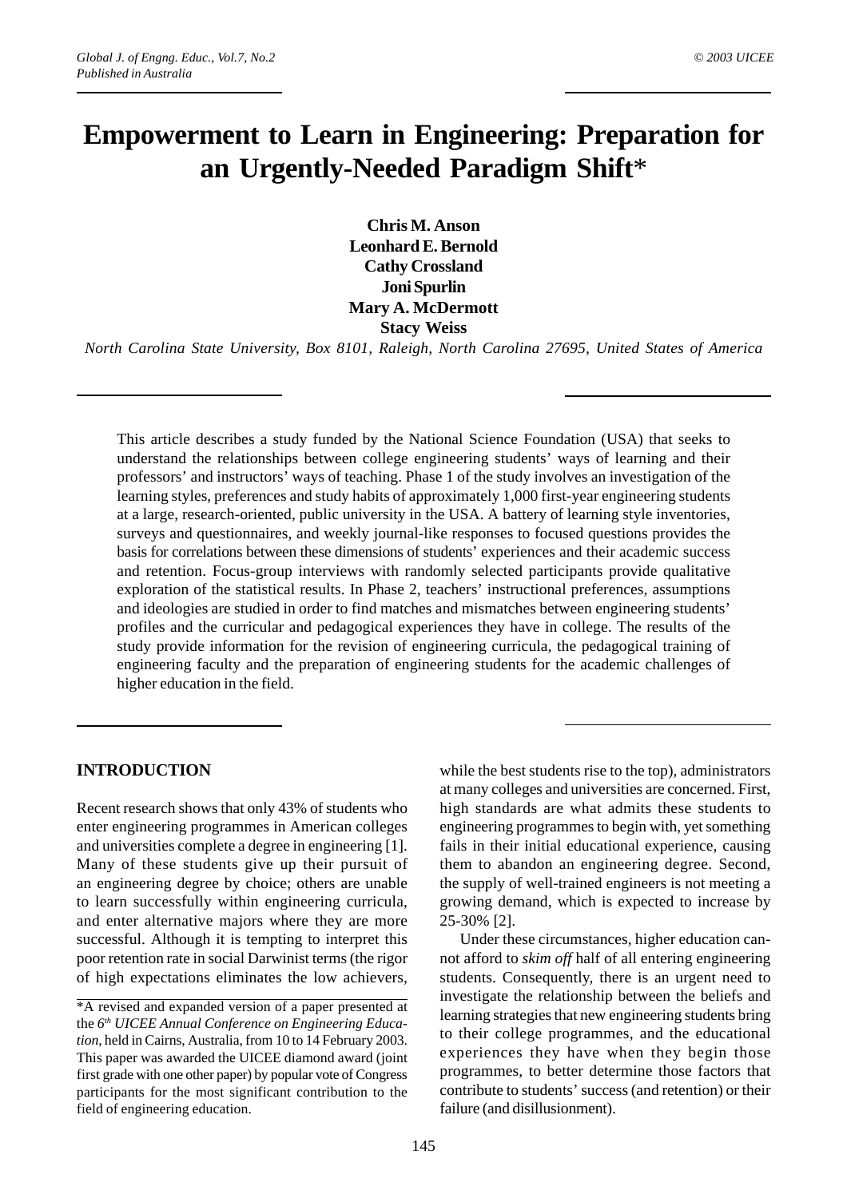# Empowerment to Learn in Engineering: Preparation for an Urgently-Needed Paradigm Shift*

**Chris M. Anson**
**Leonhard E. Bernold**
**Cathy Crossland**
**Joni Spurlin**
**Mary A. McDermott**
**Stacy Weiss**

*North Carolina State University, Box 8101, Raleigh, North Carolina 27695, United States of America*

This article describes a study funded by the National Science Foundation (USA) that seeks to understand the relationships between college engineering students' ways of learning and their professors' and instructors' ways of teaching. Phase 1 of the study involves an investigation of the learning styles, preferences and study habits of approximately 1,000 first-year engineering students at a large, research-oriented, public university in the USA. A battery of learning style inventories, surveys and questionnaires, and weekly journal-like responses to focused questions provides the basis for correlations between these dimensions of students' experiences and their academic success and retention. Focus-group interviews with randomly selected participants provide qualitative exploration of the statistical results. In Phase 2, teachers' instructional preferences, assumptions and ideologies are studied in order to find matches and mismatches between engineering students' profiles and the curricular and pedagogical experiences they have in college. The results of the study provide information for the revision of engineering curricula, the pedagogical training of engineering faculty and the preparation of engineering students for the academic challenges of higher education in the field.

## INTRODUCTION

Recent research shows that only 43% of students who enter engineering programmes in American colleges and universities complete a degree in engineering [1]. Many of these students give up their pursuit of an engineering degree by choice; others are unable to learn successfully within engineering curricula, and enter alternative majors where they are more successful. Although it is tempting to interpret this poor retention rate in social Darwinist terms (the rigor of high expectations eliminates the low achievers, while the best students rise to the top), administrators at many colleges and universities are concerned. First, high standards are what admits these students to engineering programmes to begin with, yet something fails in their initial educational experience, causing them to abandon an engineering degree. Second, the supply of well-trained engineers is not meeting a growing demand, which is expected to increase by 25-30% [2].

Under these circumstances, higher education cannot afford to *skim off* half of all entering engineering students. Consequently, there is an urgent need to investigate the relationship between the beliefs and learning strategies that new engineering students bring to their college programmes, and the educational experiences they have when they begin those programmes, to better determine those factors that contribute to students' success (and retention) or their failure (and disillusionment).

*A revised and expanded version of a paper presented at the *6th UICEE Annual Conference on Engineering Education*, held in Cairns, Australia, from 10 to 14 February 2003. This paper was awarded the UICEE diamond award (joint first grade with one other paper) by popular vote of Congress participants for the most significant contribution to the field of engineering education.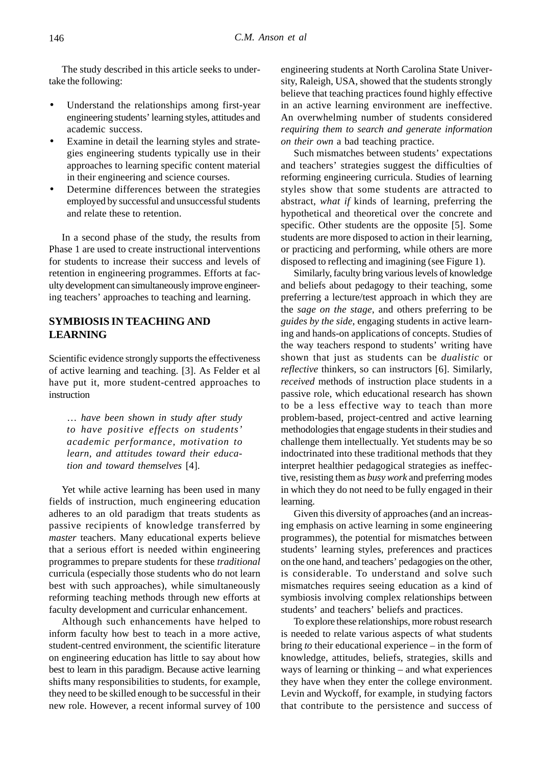The study described in this article seeks to undertake the following:

- Understand the relationships among first-year engineering students' learning styles, attitudes and academic success.
- Examine in detail the learning styles and strategies engineering students typically use in their approaches to learning specific content material in their engineering and science courses.
- Determine differences between the strategies employed by successful and unsuccessful students and relate these to retention.

In a second phase of the study, the results from Phase 1 are used to create instructional interventions for students to increase their success and levels of retention in engineering programmes. Efforts at faculty development can simultaneously improve engineering teachers' approaches to teaching and learning.

## SYMBIOSIS IN TEACHING AND LEARNING

Scientific evidence strongly supports the effectiveness of active learning and teaching. [3]. As Felder et al have put it, more student-centred approaches to instruction

> *… have been shown in study after study to have positive effects on students' academic performance, motivation to learn, and attitudes toward their education and toward themselves* [4].

Yet while active learning has been used in many fields of instruction, much engineering education adheres to an old paradigm that treats students as passive recipients of knowledge transferred by *master* teachers. Many educational experts believe that a serious effort is needed within engineering programmes to prepare students for these *traditional* curricula (especially those students who do not learn best with such approaches), while simultaneously reforming teaching methods through new efforts at faculty development and curricular enhancement.

Although such enhancements have helped to inform faculty how best to teach in a more active, student-centred environment, the scientific literature on engineering education has little to say about how best to learn in this paradigm. Because active learning shifts many responsibilities to students, for example, they need to be skilled enough to be successful in their new role. However, a recent informal survey of 100 engineering students at North Carolina State University, Raleigh, USA, showed that the students strongly believe that teaching practices found highly effective in an active learning environment are ineffective. An overwhelming number of students considered *requiring them to search and generate information on their own* a bad teaching practice.

Such mismatches between students' expectations and teachers' strategies suggest the difficulties of reforming engineering curricula. Studies of learning styles show that some students are attracted to abstract, *what if* kinds of learning, preferring the hypothetical and theoretical over the concrete and specific. Other students are the opposite [5]. Some students are more disposed to action in their learning, or practicing and performing, while others are more disposed to reflecting and imagining (see Figure 1).

Similarly, faculty bring various levels of knowledge and beliefs about pedagogy to their teaching, some preferring a lecture/test approach in which they are the *sage on the stage*, and others preferring to be *guides by the side*, engaging students in active learning and hands-on applications of concepts. Studies of the way teachers respond to students' writing have shown that just as students can be *dualistic* or *reflective* thinkers, so can instructors [6]. Similarly, *received* methods of instruction place students in a passive role, which educational research has shown to be a less effective way to teach than more problem-based, project-centred and active learning methodologies that engage students in their studies and challenge them intellectually. Yet students may be so indoctrinated into these traditional methods that they interpret healthier pedagogical strategies as ineffective, resisting them as *busy work* and preferring modes in which they do not need to be fully engaged in their learning.

Given this diversity of approaches (and an increasing emphasis on active learning in some engineering programmes), the potential for mismatches between students' learning styles, preferences and practices on the one hand, and teachers' pedagogies on the other, is considerable. To understand and solve such mismatches requires seeing education as a kind of symbiosis involving complex relationships between students' and teachers' beliefs and practices.

To explore these relationships, more robust research is needed to relate various aspects of what students bring *to* their educational experience – in the form of knowledge, attitudes, beliefs, strategies, skills and ways of learning or thinking – and what experiences they have when they enter the college environment. Levin and Wyckoff, for example, in studying factors that contribute to the persistence and success of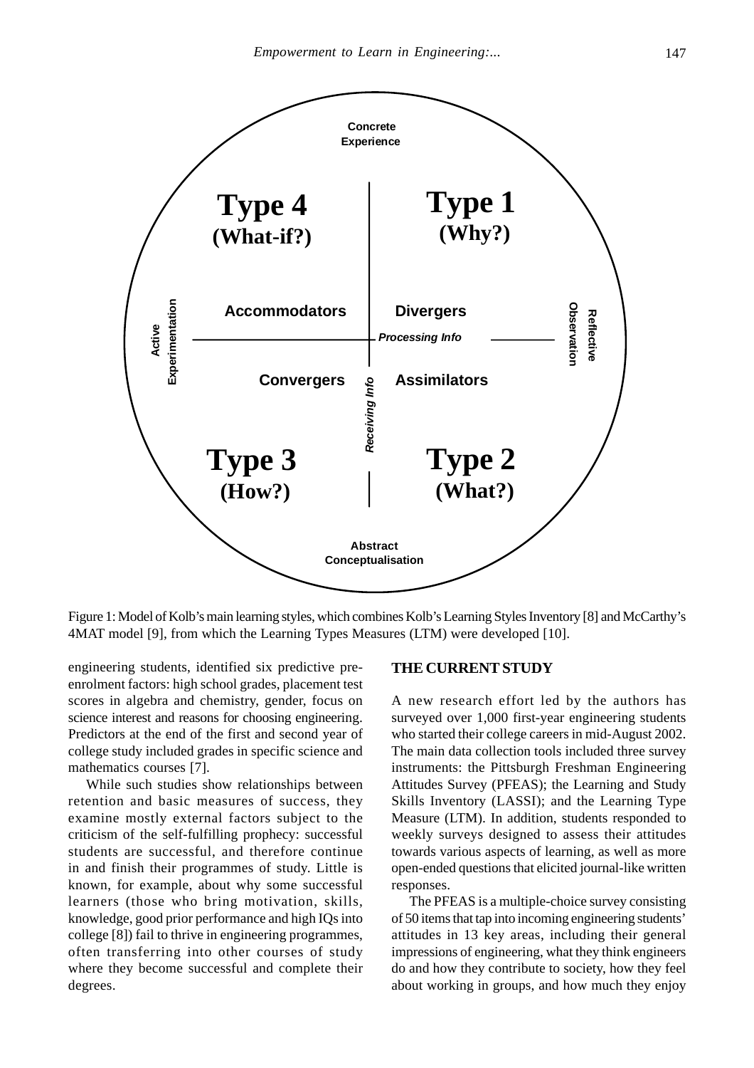Figure 1: Model of Kolb's main learning styles, which combines Kolb's Learning Styles Inventory [8] and McCarthy's 4MAT model [9], from which the Learning Types Measures (LTM) were developed [10].

engineering students, identified six predictive pre-enrolment factors: high school grades, placement test scores in algebra and chemistry, gender, focus on science interest and reasons for choosing engineering. Predictors at the end of the first and second year of college study included grades in specific science and mathematics courses [7].

While such studies show relationships between retention and basic measures of success, they examine mostly external factors subject to the criticism of the self-fulfilling prophecy: successful students are successful, and therefore continue in and finish their programmes of study. Little is known, for example, about why some successful learners (those who bring motivation, skills, knowledge, good prior performance and high IQs into college [8]) fail to thrive in engineering programmes, often transferring into other courses of study where they become successful and complete their degrees.

## THE CURRENT STUDY

A new research effort led by the authors has surveyed over 1,000 first-year engineering students who started their college careers in mid-August 2002. The main data collection tools included three survey instruments: the Pittsburgh Freshman Engineering Attitudes Survey (PFEAS); the Learning and Study Skills Inventory (LASSI); and the Learning Type Measure (LTM). In addition, students responded to weekly surveys designed to assess their attitudes towards various aspects of learning, as well as more open-ended questions that elicited journal-like written responses.

The PFEAS is a multiple-choice survey consisting of 50 items that tap into incoming engineering students' attitudes in 13 key areas, including their general impressions of engineering, what they think engineers do and how they contribute to society, how they feel about working in groups, and how much they enjoy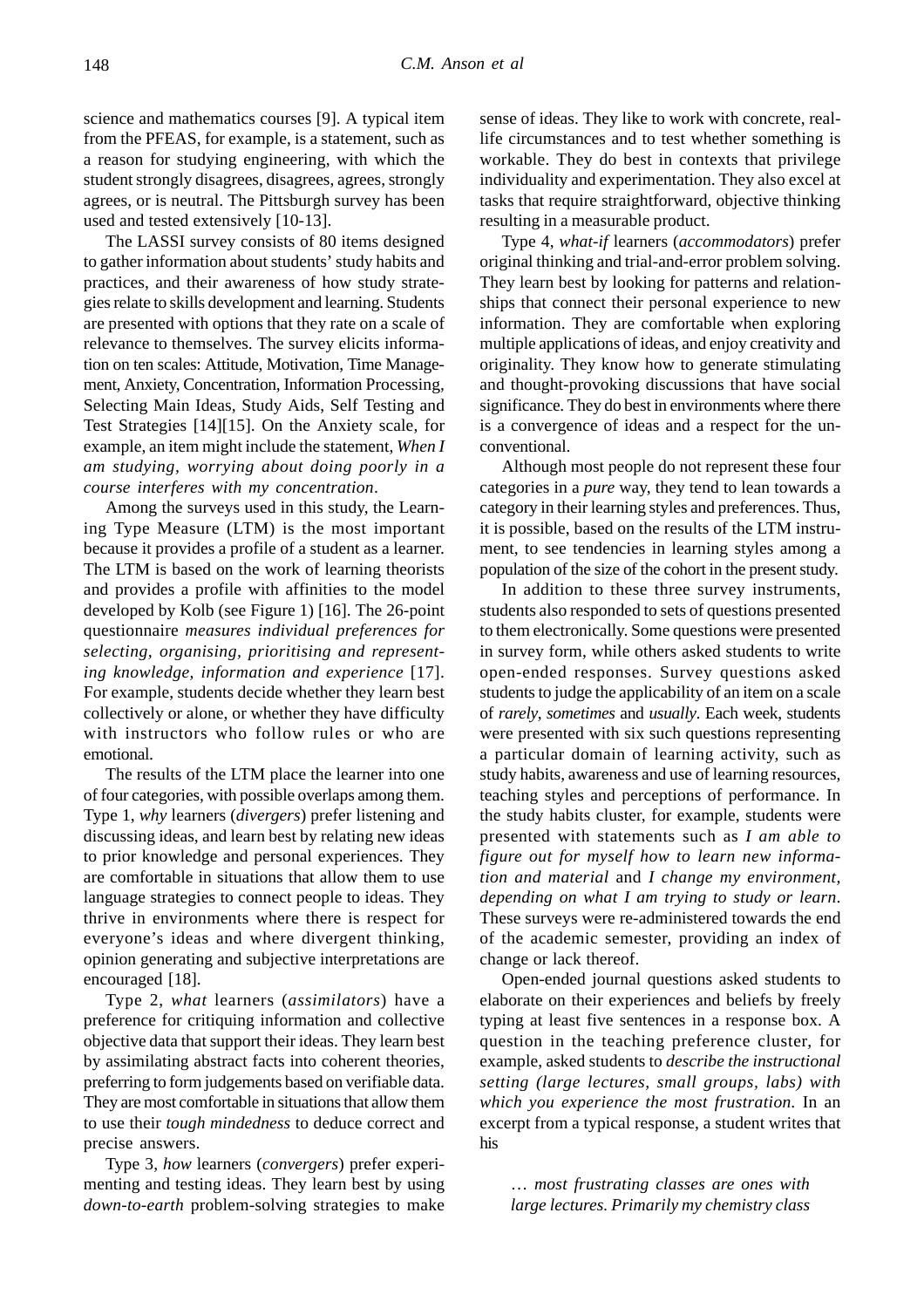science and mathematics courses [9]. A typical item from the PFEAS, for example, is a statement, such as a reason for studying engineering, with which the student strongly disagrees, disagrees, agrees, strongly agrees, or is neutral. The Pittsburgh survey has been used and tested extensively [10-13].

The LASSI survey consists of 80 items designed to gather information about students' study habits and practices, and their awareness of how study strategies relate to skills development and learning. Students are presented with options that they rate on a scale of relevance to themselves. The survey elicits information on ten scales: Attitude, Motivation, Time Management, Anxiety, Concentration, Information Processing, Selecting Main Ideas, Study Aids, Self Testing and Test Strategies [14][15]. On the Anxiety scale, for example, an item might include the statement, *When I am studying, worrying about doing poorly in a course interferes with my concentration*.

Among the surveys used in this study, the Learning Type Measure (LTM) is the most important because it provides a profile of a student as a learner. The LTM is based on the work of learning theorists and provides a profile with affinities to the model developed by Kolb (see Figure 1) [16]. The 26-point questionnaire *measures individual preferences for selecting, organising, prioritising and representing knowledge, information and experience* [17]. For example, students decide whether they learn best collectively or alone, or whether they have difficulty with instructors who follow rules or who are emotional.

The results of the LTM place the learner into one of four categories, with possible overlaps among them. Type 1, *why* learners (*divergers*) prefer listening and discussing ideas, and learn best by relating new ideas to prior knowledge and personal experiences. They are comfortable in situations that allow them to use language strategies to connect people to ideas. They thrive in environments where there is respect for everyone's ideas and where divergent thinking, opinion generating and subjective interpretations are encouraged [18].

Type 2, *what* learners (*assimilators*) have a preference for critiquing information and collective objective data that support their ideas. They learn best by assimilating abstract facts into coherent theories, preferring to form judgements based on verifiable data. They are most comfortable in situations that allow them to use their *tough mindedness* to deduce correct and precise answers.

Type 3, *how* learners (*convergers*) prefer experimenting and testing ideas. They learn best by using *down-to-earth* problem-solving strategies to make sense of ideas. They like to work with concrete, real-life circumstances and to test whether something is workable. They do best in contexts that privilege individuality and experimentation. They also excel at tasks that require straightforward, objective thinking resulting in a measurable product.

Type 4, *what-if* learners (*accommodators*) prefer original thinking and trial-and-error problem solving. They learn best by looking for patterns and relationships that connect their personal experience to new information. They are comfortable when exploring multiple applications of ideas, and enjoy creativity and originality. They know how to generate stimulating and thought-provoking discussions that have social significance. They do best in environments where there is a convergence of ideas and a respect for the unconventional.

Although most people do not represent these four categories in a *pure* way, they tend to lean towards a category in their learning styles and preferences. Thus, it is possible, based on the results of the LTM instrument, to see tendencies in learning styles among a population of the size of the cohort in the present study.

In addition to these three survey instruments, students also responded to sets of questions presented to them electronically. Some questions were presented in survey form, while others asked students to write open-ended responses. Survey questions asked students to judge the applicability of an item on a scale of *rarely*, *sometimes* and *usually*. Each week, students were presented with six such questions representing a particular domain of learning activity, such as study habits, awareness and use of learning resources, teaching styles and perceptions of performance. In the study habits cluster, for example, students were presented with statements such as *I am able to figure out for myself how to learn new information and material* and *I change my environment, depending on what I am trying to study or learn*. These surveys were re-administered towards the end of the academic semester, providing an index of change or lack thereof.

Open-ended journal questions asked students to elaborate on their experiences and beliefs by freely typing at least five sentences in a response box. A question in the teaching preference cluster, for example, asked students to *describe the instructional setting (large lectures, small groups, labs) with which you experience the most frustration*. In an excerpt from a typical response, a student writes that his

> *… most frustrating classes are ones with large lectures. Primarily my chemistry class*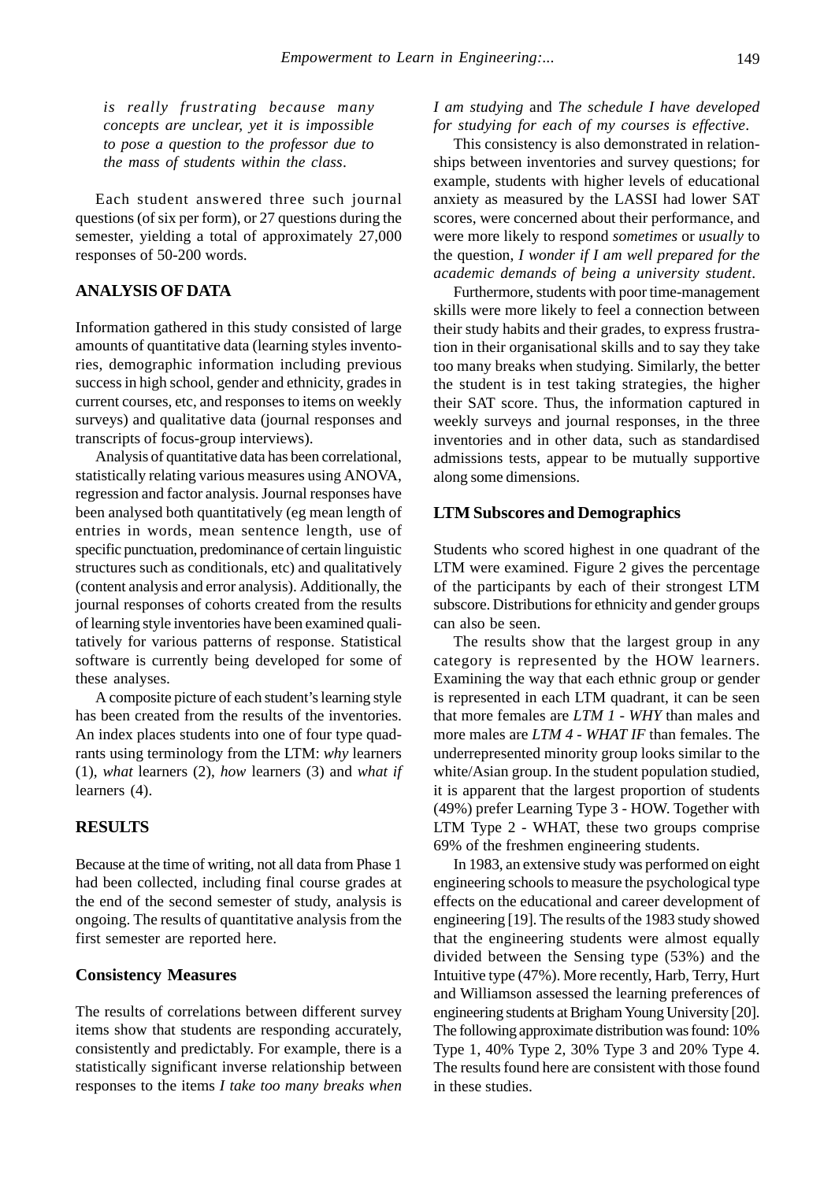*is really frustrating because many concepts are unclear, yet it is impossible to pose a question to the professor due to the mass of students within the class.*

Each student answered three such journal questions (of six per form), or 27 questions during the semester, yielding a total of approximately 27,000 responses of 50-200 words.

## ANALYSIS OF DATA

Information gathered in this study consisted of large amounts of quantitative data (learning styles inventories, demographic information including previous success in high school, gender and ethnicity, grades in current courses, etc, and responses to items on weekly surveys) and qualitative data (journal responses and transcripts of focus-group interviews).

Analysis of quantitative data has been correlational, statistically relating various measures using ANOVA, regression and factor analysis. Journal responses have been analysed both quantitatively (eg mean length of entries in words, mean sentence length, use of specific punctuation, predominance of certain linguistic structures such as conditionals, etc) and qualitatively (content analysis and error analysis). Additionally, the journal responses of cohorts created from the results of learning style inventories have been examined qualitatively for various patterns of response. Statistical software is currently being developed for some of these analyses.

A composite picture of each student's learning style has been created from the results of the inventories. An index places students into one of four type quadrants using terminology from the LTM: *why* learners (1), *what* learners (2), *how* learners (3) and *what if* learners (4).

## RESULTS

Because at the time of writing, not all data from Phase 1 had been collected, including final course grades at the end of the second semester of study, analysis is ongoing. The results of quantitative analysis from the first semester are reported here.

### Consistency Measures

The results of correlations between different survey items show that students are responding accurately, consistently and predictably. For example, there is a statistically significant inverse relationship between responses to the items *I take too many breaks when I am studying* and *The schedule I have developed for studying for each of my courses is effective*.

This consistency is also demonstrated in relationships between inventories and survey questions; for example, students with higher levels of educational anxiety as measured by the LASSI had lower SAT scores, were concerned about their performance, and were more likely to respond *sometimes* or *usually* to the question, *I wonder if I am well prepared for the academic demands of being a university student*.

Furthermore, students with poor time-management skills were more likely to feel a connection between their study habits and their grades, to express frustration in their organisational skills and to say they take too many breaks when studying. Similarly, the better the student is in test taking strategies, the higher their SAT score. Thus, the information captured in weekly surveys and journal responses, in the three inventories and in other data, such as standardised admissions tests, appear to be mutually supportive along some dimensions.

### LTM Subscores and Demographics

Students who scored highest in one quadrant of the LTM were examined. Figure 2 gives the percentage of the participants by each of their strongest LTM subscore. Distributions for ethnicity and gender groups can also be seen.

The results show that the largest group in any category is represented by the HOW learners. Examining the way that each ethnic group or gender is represented in each LTM quadrant, it can be seen that more females are *LTM 1 - WHY* than males and more males are *LTM 4 - WHAT IF* than females. The underrepresented minority group looks similar to the white/Asian group. In the student population studied, it is apparent that the largest proportion of students (49%) prefer Learning Type 3 - HOW. Together with LTM Type 2 - WHAT, these two groups comprise 69% of the freshmen engineering students.

In 1983, an extensive study was performed on eight engineering schools to measure the psychological type effects on the educational and career development of engineering [19]. The results of the 1983 study showed that the engineering students were almost equally divided between the Sensing type (53%) and the Intuitive type (47%). More recently, Harb, Terry, Hurt and Williamson assessed the learning preferences of engineering students at Brigham Young University [20]. The following approximate distribution was found: 10% Type 1, 40% Type 2, 30% Type 3 and 20% Type 4. The results found here are consistent with those found in these studies.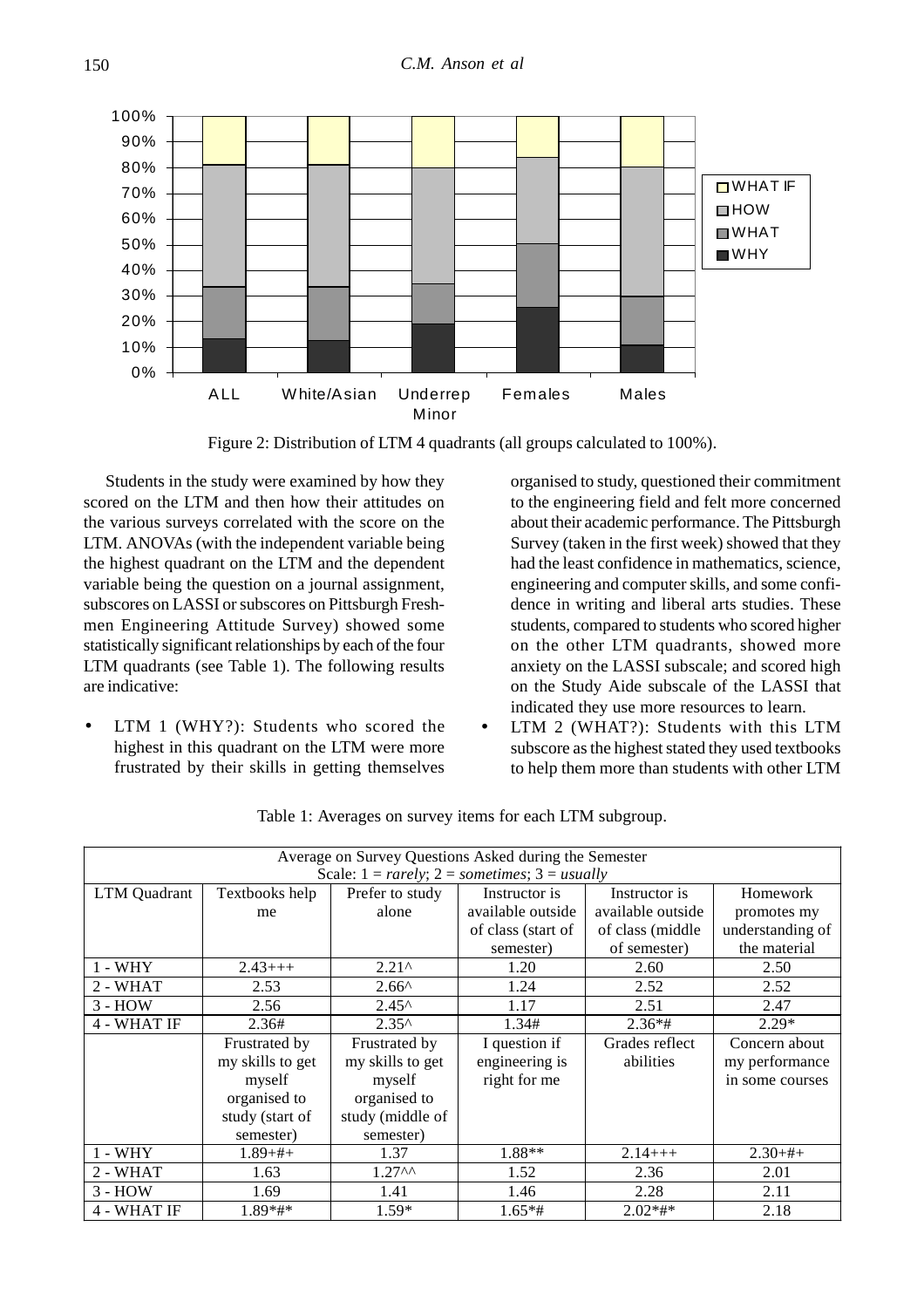Figure 2: Distribution of LTM 4 quadrants (all groups calculated to 100%).

Students in the study were examined by how they scored on the LTM and then how their attitudes on the various surveys correlated with the score on the LTM. ANOVAs (with the independent variable being the highest quadrant on the LTM and the dependent variable being the question on a journal assignment, subscores on LASSI or subscores on Pittsburgh Freshmen Engineering Attitude Survey) showed some statistically significant relationships by each of the four LTM quadrants (see Table 1). The following results are indicative:

- LTM 1 (WHY?): Students who scored the highest in this quadrant on the LTM were more frustrated by their skills in getting themselves organised to study, questioned their commitment to the engineering field and felt more concerned about their academic performance. The Pittsburgh Survey (taken in the first week) showed that they had the least confidence in mathematics, science, engineering and computer skills, and some confidence in writing and liberal arts studies. These students, compared to students who scored higher on the other LTM quadrants, showed more anxiety on the LASSI subscale; and scored high on the Study Aide subscale of the LASSI that indicated they use more resources to learn.
- LTM 2 (WHAT?): Students with this LTM subscore as the highest stated they used textbooks to help them more than students with other LTM

Table 1: Averages on survey items for each LTM subgroup.

| Average on Survey Questions Asked during the Semester<br>Scale: 1 = *rarely*; 2 = *sometimes*; 3 = *usually* | | | | | |
|---|---|---|---|---|---|
| LTM Quadrant | Textbooks help me | Prefer to study alone | Instructor is available outside of class (start of semester) | Instructor is available outside of class (middle of semester) | Homework promotes my understanding of the material |
| 1 - WHY | 2.43+++ | 2.21^ | 1.20 | 2.60 | 2.50 |
| 2 - WHAT | 2.53 | 2.66^ | 1.24 | 2.52 | 2.52 |
| 3 - HOW | 2.56 | 2.45^ | 1.17 | 2.51 | 2.47 |
| 4 - WHAT IF | 2.36# | 2.35^ | 1.34# | 2.36*# | 2.29* |
| | Frustrated by my skills to get myself organised to study (start of semester) | Frustrated by my skills to get myself organised to study (middle of semester) | I question if engineering is right for me | Grades reflect abilities | Concern about my performance in some courses |
| 1 - WHY | 1.89+#+ | 1.37 | 1.88** | 2.14+++ | 2.30+#+ |
| 2 - WHAT | 1.63 | 1.27^^ | 1.52 | 2.36 | 2.01 |
| 3 - HOW | 1.69 | 1.41 | 1.46 | 2.28 | 2.11 |
| 4 - WHAT IF | 1.89*#* | 1.59* | 1.65*# | 2.02*#* | 2.18 |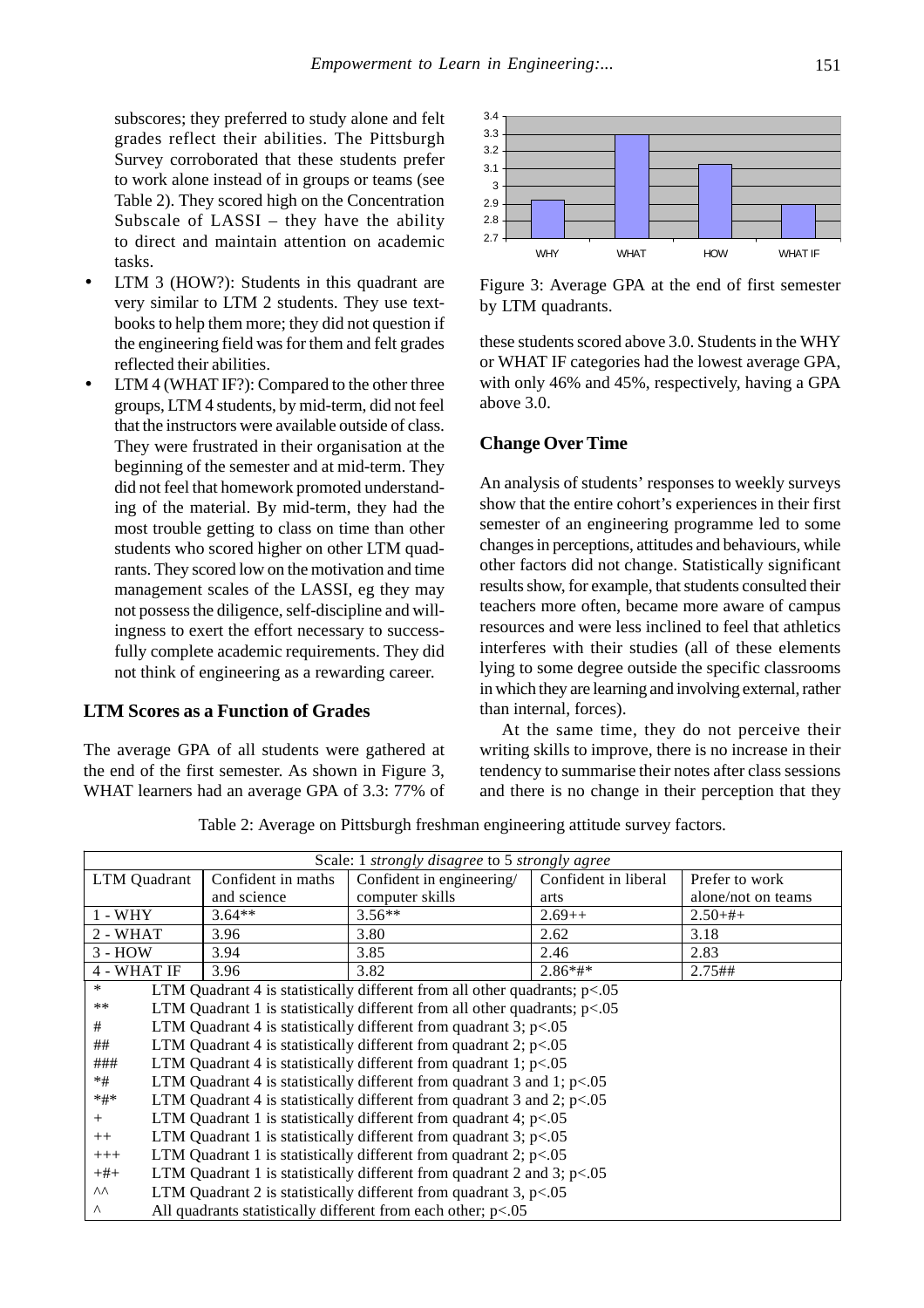subscores; they preferred to study alone and felt grades reflect their abilities. The Pittsburgh Survey corroborated that these students prefer to work alone instead of in groups or teams (see Table 2). They scored high on the Concentration Subscale of LASSI – they have the ability to direct and maintain attention on academic tasks.

- LTM 3 (HOW?): Students in this quadrant are very similar to LTM 2 students. They use textbooks to help them more; they did not question if the engineering field was for them and felt grades reflected their abilities.
- LTM 4 (WHAT IF?): Compared to the other three groups, LTM 4 students, by mid-term, did not feel that the instructors were available outside of class. They were frustrated in their organisation at the beginning of the semester and at mid-term. They did not feel that homework promoted understanding of the material. By mid-term, they had the most trouble getting to class on time than other students who scored higher on other LTM quadrants. They scored low on the motivation and time management scales of the LASSI, eg they may not possess the diligence, self-discipline and willingness to exert the effort necessary to successfully complete academic requirements. They did not think of engineering as a rewarding career.

### LTM Scores as a Function of Grades

The average GPA of all students were gathered at the end of the first semester. As shown in Figure 3, WHAT learners had an average GPA of 3.3: 77% of these students scored above 3.0. Students in the WHY or WHAT IF categories had the lowest average GPA, with only 46% and 45%, respectively, having a GPA above 3.0.

Figure 3: Average GPA at the end of first semester by LTM quadrants.

### Change Over Time

An analysis of students' responses to weekly surveys show that the entire cohort's experiences in their first semester of an engineering programme led to some changes in perceptions, attitudes and behaviours, while other factors did not change. Statistically significant results show, for example, that students consulted their teachers more often, became more aware of campus resources and were less inclined to feel that athletics interferes with their studies (all of these elements lying to some degree outside the specific classrooms in which they are learning and involving external, rather than internal, forces).

At the same time, they do not perceive their writing skills to improve, there is no increase in their tendency to summarise their notes after class sessions and there is no change in their perception that they

Table 2: Average on Pittsburgh freshman engineering attitude survey factors.

| Scale: 1 *strongly disagree* to 5 *strongly agree* | | | | |
|---|---|---|---|---|
| LTM Quadrant | Confident in maths and science | Confident in engineering/ computer skills | Confident in liberal arts | Prefer to work alone/not on teams |
| 1 - WHY | 3.64** | 3.56** | 2.69++ | 2.50+#+ |
| 2 - WHAT | 3.96 | 3.80 | 2.62 | 3.18 |
| 3 - HOW | 3.94 | 3.85 | 2.46 | 2.83 |
| 4 - WHAT IF | 3.96 | 3.82 | 2.86*#* | 2.75## |

| Symbol | Meaning |
|---|---|
| * | LTM Quadrant 4 is statistically different from all other quadrants; $p<.05$ |
| ** | LTM Quadrant 1 is statistically different from all other quadrants; $p<.05$ |
| # | LTM Quadrant 4 is statistically different from quadrant 3; $p<.05$ |
| ## | LTM Quadrant 4 is statistically different from quadrant 2; $p<.05$ |
| ### | LTM Quadrant 4 is statistically different from quadrant 1; $p<.05$ |
| *# | LTM Quadrant 4 is statistically different from quadrant 3 and 1; $p<.05$ |
| *#* | LTM Quadrant 4 is statistically different from quadrant 3 and 2; $p<.05$ |
| + | LTM Quadrant 1 is statistically different from quadrant 4; $p<.05$ |
| ++ | LTM Quadrant 1 is statistically different from quadrant 3; $p<.05$ |
| +++ | LTM Quadrant 1 is statistically different from quadrant 2; $p<.05$ |
| +#+ | LTM Quadrant 1 is statistically different from quadrant 2 and 3; $p<.05$ |
| ^^ | LTM Quadrant 2 is statistically different from quadrant 3, $p<.05$ |
| ^ | All quadrants statistically different from each other; $p<.05$ |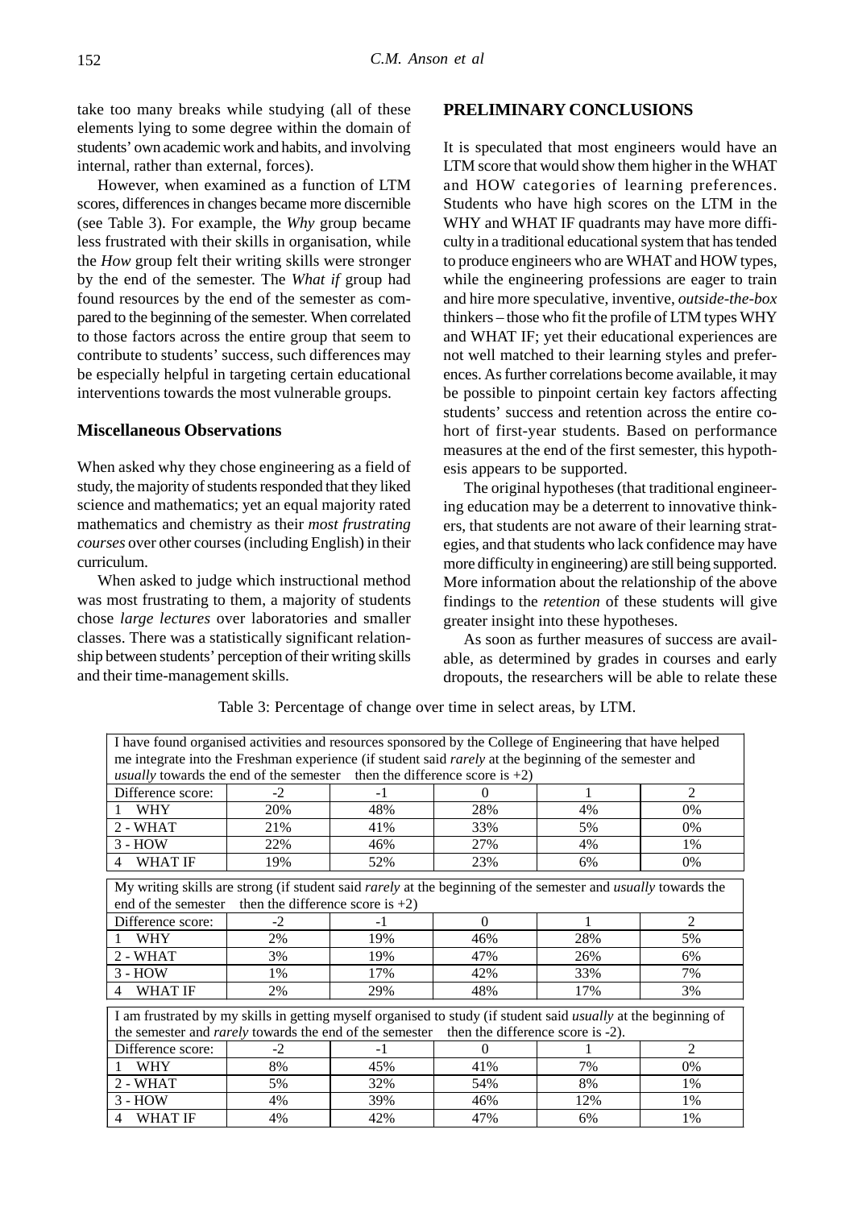take too many breaks while studying (all of these elements lying to some degree within the domain of students' own academic work and habits, and involving internal, rather than external, forces).

However, when examined as a function of LTM scores, differences in changes became more discernible (see Table 3). For example, the *Why* group became less frustrated with their skills in organisation, while the *How* group felt their writing skills were stronger by the end of the semester. The *What if* group had found resources by the end of the semester as compared to the beginning of the semester. When correlated to those factors across the entire group that seem to contribute to students' success, such differences may be especially helpful in targeting certain educational interventions towards the most vulnerable groups.

### Miscellaneous Observations

When asked why they chose engineering as a field of study, the majority of students responded that they liked science and mathematics; yet an equal majority rated mathematics and chemistry as their *most frustrating courses* over other courses (including English) in their curriculum.

When asked to judge which instructional method was most frustrating to them, a majority of students chose *large lectures* over laboratories and smaller classes. There was a statistically significant relationship between students' perception of their writing skills and their time-management skills.

## PRELIMINARY CONCLUSIONS

It is speculated that most engineers would have an LTM score that would show them higher in the WHAT and HOW categories of learning preferences. Students who have high scores on the LTM in the WHY and WHAT IF quadrants may have more difficulty in a traditional educational system that has tended to produce engineers who are WHAT and HOW types, while the engineering professions are eager to train and hire more speculative, inventive, *outside-the-box* thinkers – those who fit the profile of LTM types WHY and WHAT IF; yet their educational experiences are not well matched to their learning styles and preferences. As further correlations become available, it may be possible to pinpoint certain key factors affecting students' success and retention across the entire cohort of first-year students. Based on performance measures at the end of the first semester, this hypothesis appears to be supported.

The original hypotheses (that traditional engineering education may be a deterrent to innovative thinkers, that students are not aware of their learning strategies, and that students who lack confidence may have more difficulty in engineering) are still being supported. More information about the relationship of the above findings to the *retention* of these students will give greater insight into these hypotheses.

As soon as further measures of success are available, as determined by grades in courses and early dropouts, the researchers will be able to relate these

Table 3: Percentage of change over time in select areas, by LTM.

| I have found organised activities and resources sponsored by the College of Engineering that have helped me integrate into the Freshman experience (if student said *rarely* at the beginning of the semester and *usually* towards the end of the semester then the difference score is +2) | | | | | |
|---|---|---|---|---|---|
| Difference score: | -2 | -1 | 0 | 1 | 2 |
| 1 WHY | 20% | 48% | 28% | 4% | 0% |
| 2 - WHAT | 21% | 41% | 33% | 5% | 0% |
| 3 - HOW | 22% | 46% | 27% | 4% | 1% |
| 4 WHAT IF | 19% | 52% | 23% | 6% | 0% |

| My writing skills are strong (if student said *rarely* at the beginning of the semester and *usually* towards the end of the semester then the difference score is +2) | | | | | |
|---|---|---|---|---|---|
| Difference score: | -2 | -1 | 0 | 1 | 2 |
| 1 WHY | 2% | 19% | 46% | 28% | 5% |
| 2 - WHAT | 3% | 19% | 47% | 26% | 6% |
| 3 - HOW | 1% | 17% | 42% | 33% | 7% |
| 4 WHAT IF | 2% | 29% | 48% | 17% | 3% |

| I am frustrated by my skills in getting myself organised to study (if student said *usually* at the beginning of the semester and *rarely* towards the end of the semester then the difference score is -2). | | | | | |
|---|---|---|---|---|---|
| Difference score: | -2 | -1 | 0 | 1 | 2 |
| 1 WHY | 8% | 45% | 41% | 7% | 0% |
| 2 - WHAT | 5% | 32% | 54% | 8% | 1% |
| 3 - HOW | 4% | 39% | 46% | 12% | 1% |
| 4 WHAT IF | 4% | 42% | 47% | 6% | 1% |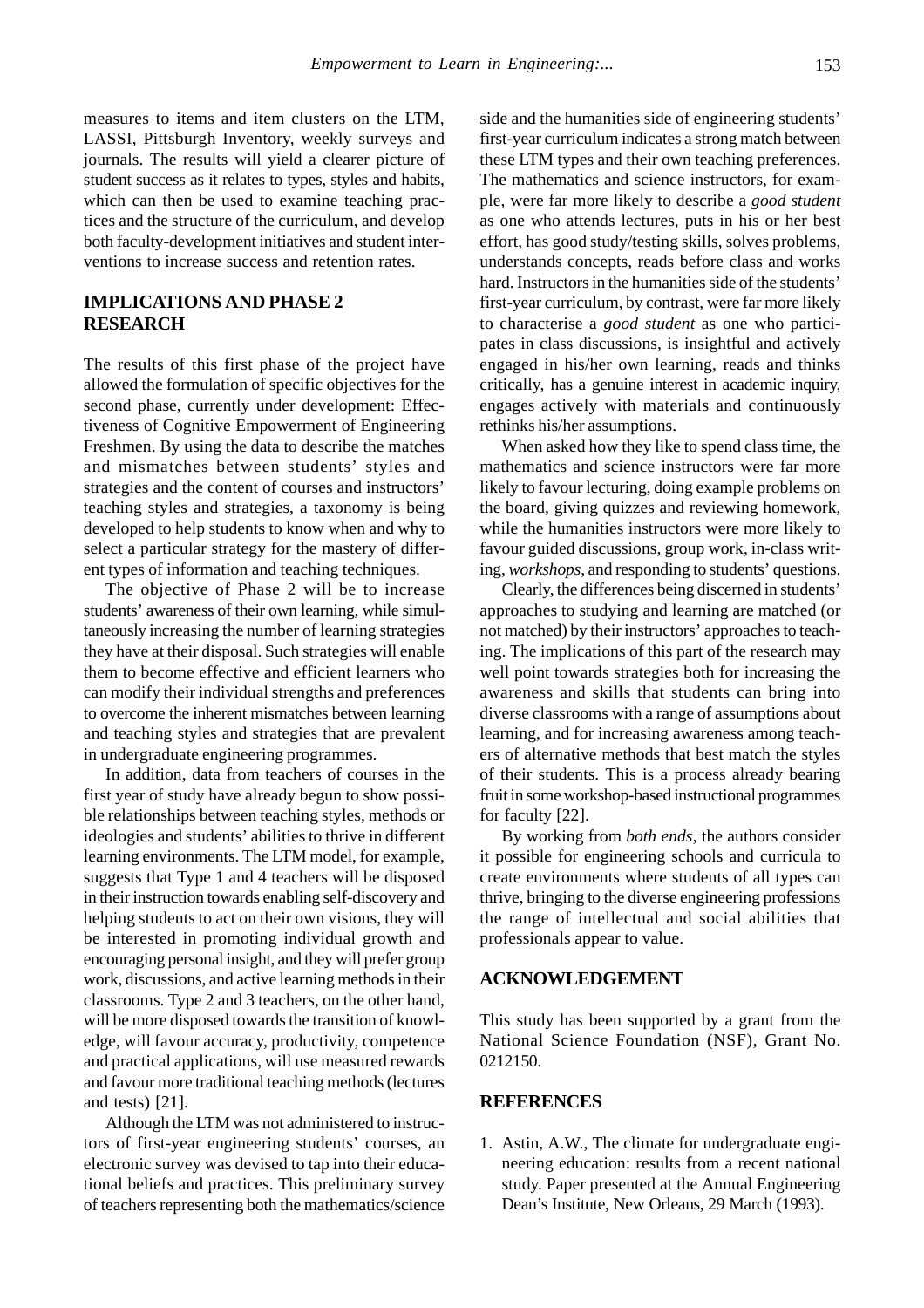measures to items and item clusters on the LTM, LASSI, Pittsburgh Inventory, weekly surveys and journals. The results will yield a clearer picture of student success as it relates to types, styles and habits, which can then be used to examine teaching practices and the structure of the curriculum, and develop both faculty-development initiatives and student interventions to increase success and retention rates.

## IMPLICATIONS AND PHASE 2 RESEARCH

The results of this first phase of the project have allowed the formulation of specific objectives for the second phase, currently under development: Effectiveness of Cognitive Empowerment of Engineering Freshmen. By using the data to describe the matches and mismatches between students' styles and strategies and the content of courses and instructors' teaching styles and strategies, a taxonomy is being developed to help students to know when and why to select a particular strategy for the mastery of different types of information and teaching techniques.

The objective of Phase 2 will be to increase students' awareness of their own learning, while simultaneously increasing the number of learning strategies they have at their disposal. Such strategies will enable them to become effective and efficient learners who can modify their individual strengths and preferences to overcome the inherent mismatches between learning and teaching styles and strategies that are prevalent in undergraduate engineering programmes.

In addition, data from teachers of courses in the first year of study have already begun to show possible relationships between teaching styles, methods or ideologies and students' abilities to thrive in different learning environments. The LTM model, for example, suggests that Type 1 and 4 teachers will be disposed in their instruction towards enabling self-discovery and helping students to act on their own visions, they will be interested in promoting individual growth and encouraging personal insight, and they will prefer group work, discussions, and active learning methods in their classrooms. Type 2 and 3 teachers, on the other hand, will be more disposed towards the transition of knowledge, will favour accuracy, productivity, competence and practical applications, will use measured rewards and favour more traditional teaching methods (lectures and tests) [21].

Although the LTM was not administered to instructors of first-year engineering students' courses, an electronic survey was devised to tap into their educational beliefs and practices. This preliminary survey of teachers representing both the mathematics/science side and the humanities side of engineering students' first-year curriculum indicates a strong match between these LTM types and their own teaching preferences. The mathematics and science instructors, for example, were far more likely to describe a *good student* as one who attends lectures, puts in his or her best effort, has good study/testing skills, solves problems, understands concepts, reads before class and works hard. Instructors in the humanities side of the students' first-year curriculum, by contrast, were far more likely to characterise a *good student* as one who participates in class discussions, is insightful and actively engaged in his/her own learning, reads and thinks critically, has a genuine interest in academic inquiry, engages actively with materials and continuously rethinks his/her assumptions.

When asked how they like to spend class time, the mathematics and science instructors were far more likely to favour lecturing, doing example problems on the board, giving quizzes and reviewing homework, while the humanities instructors were more likely to favour guided discussions, group work, in-class writing, *workshops*, and responding to students' questions.

Clearly, the differences being discerned in students' approaches to studying and learning are matched (or not matched) by their instructors' approaches to teaching. The implications of this part of the research may well point towards strategies both for increasing the awareness and skills that students can bring into diverse classrooms with a range of assumptions about learning, and for increasing awareness among teachers of alternative methods that best match the styles of their students. This is a process already bearing fruit in some workshop-based instructional programmes for faculty [22].

By working from *both ends*, the authors consider it possible for engineering schools and curricula to create environments where students of all types can thrive, bringing to the diverse engineering professions the range of intellectual and social abilities that professionals appear to value.

## ACKNOWLEDGEMENT

This study has been supported by a grant from the National Science Foundation (NSF), Grant No. 0212150.

## REFERENCES

1. Astin, A.W., The climate for undergraduate engineering education: results from a recent national study. Paper presented at the Annual Engineering Dean's Institute, New Orleans, 29 March (1993).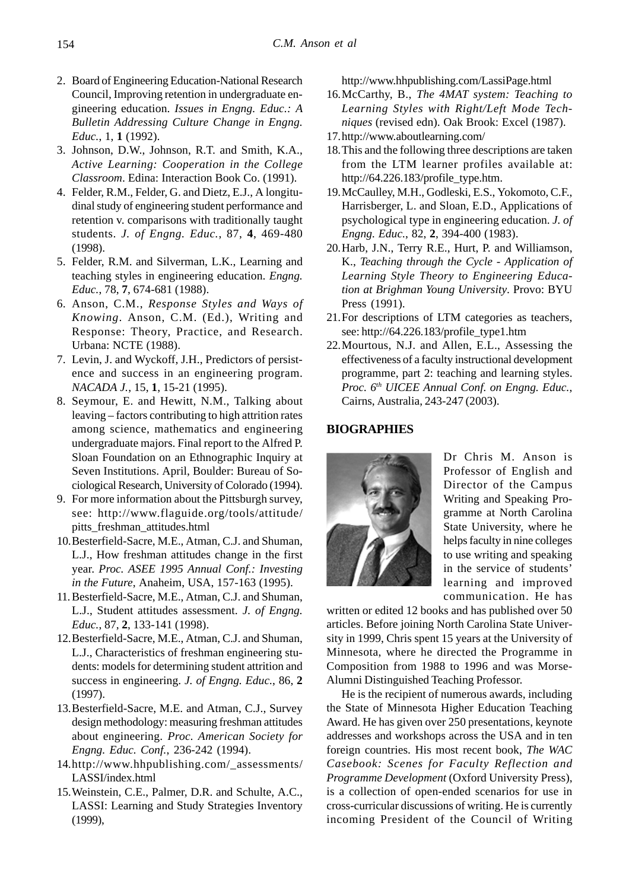2. Board of Engineering Education-National Research Council, Improving retention in undergraduate engineering education. *Issues in Engng. Educ.: A Bulletin Addressing Culture Change in Engng. Educ.*, 1, **1** (1992).
3. Johnson, D.W., Johnson, R.T. and Smith, K.A., *Active Learning: Cooperation in the College Classroom*. Edina: Interaction Book Co. (1991).
4. Felder, R.M., Felder, G. and Dietz, E.J., A longitudinal study of engineering student performance and retention v. comparisons with traditionally taught students. *J. of Engng. Educ.*, 87, **4**, 469-480 (1998).
5. Felder, R.M. and Silverman, L.K., Learning and teaching styles in engineering education. *Engng. Educ.*, 78, **7**, 674-681 (1988).
6. Anson, C.M., *Response Styles and Ways of Knowing*. Anson, C.M. (Ed.), Writing and Response: Theory, Practice, and Research. Urbana: NCTE (1988).
7. Levin, J. and Wyckoff, J.H., Predictors of persistence and success in an engineering program. *NACADA J.*, 15, **1**, 15-21 (1995).
8. Seymour, E. and Hewitt, N.M., Talking about leaving – factors contributing to high attrition rates among science, mathematics and engineering undergraduate majors. Final report to the Alfred P. Sloan Foundation on an Ethnographic Inquiry at Seven Institutions. April, Boulder: Bureau of Sociological Research, University of Colorado (1994).
9. For more information about the Pittsburgh survey, see: http://www.flaguide.org/tools/attitude/pitts_freshman_attitudes.html
10. Besterfield-Sacre, M.E., Atman, C.J. and Shuman, L.J., How freshman attitudes change in the first year. *Proc. ASEE 1995 Annual Conf.: Investing in the Future*, Anaheim, USA, 157-163 (1995).
11. Besterfield-Sacre, M.E., Atman, C.J. and Shuman, L.J., Student attitudes assessment. *J. of Engng. Educ.*, 87, **2**, 133-141 (1998).
12. Besterfield-Sacre, M.E., Atman, C.J. and Shuman, L.J., Characteristics of freshman engineering students: models for determining student attrition and success in engineering. *J. of Engng. Educ.*, 86, **2** (1997).
13. Besterfield-Sacre, M.E. and Atman, C.J., Survey design methodology: measuring freshman attitudes about engineering. *Proc. American Society for Engng. Educ. Conf.*, 236-242 (1994).
14. http://www.hhpublishing.com/_assessments/LASSI/index.html
15. Weinstein, C.E., Palmer, D.R. and Schulte, A.C., LASSI: Learning and Study Strategies Inventory (1999), http://www.hhpublishing.com/LassiPage.html
16. McCarthy, B., *The 4MAT system: Teaching to Learning Styles with Right/Left Mode Techniques* (revised edn). Oak Brook: Excel (1987).
17. http://www.aboutlearning.com/
18. This and the following three descriptions are taken from the LTM learner profiles available at: http://64.226.183/profile_type.htm.
19. McCaulley, M.H., Godleski, E.S., Yokomoto, C.F., Harrisberger, L. and Sloan, E.D., Applications of psychological type in engineering education. *J. of Engng. Educ.*, 82, **2**, 394-400 (1983).
20. Harb, J.N., Terry R.E., Hurt, P. and Williamson, K., *Teaching through the Cycle - Application of Learning Style Theory to Engineering Education at Brighman Young University*. Provo: BYU Press (1991).
21. For descriptions of LTM categories as teachers, see: http://64.226.183/profile_type1.htm
22. Mourtous, N.J. and Allen, E.L., Assessing the effectiveness of a faculty instructional development programme, part 2: teaching and learning styles. *Proc. 6th UICEE Annual Conf. on Engng. Educ.*, Cairns, Australia, 243-247 (2003).

## BIOGRAPHIES

Dr Chris M. Anson is Professor of English and Director of the Campus Writing and Speaking Programme at North Carolina State University, where he helps faculty in nine colleges to use writing and speaking in the service of students' learning and improved communication. He has written or edited 12 books and has published over 50 articles. Before joining North Carolina State University in 1999, Chris spent 15 years at the University of Minnesota, where he directed the Programme in Composition from 1988 to 1996 and was Morse-Alumni Distinguished Teaching Professor.

He is the recipient of numerous awards, including the State of Minnesota Higher Education Teaching Award. He has given over 250 presentations, keynote addresses and workshops across the USA and in ten foreign countries. His most recent book, *The WAC Casebook: Scenes for Faculty Reflection and Programme Development* (Oxford University Press), is a collection of open-ended scenarios for use in cross-curricular discussions of writing. He is currently incoming President of the Council of Writing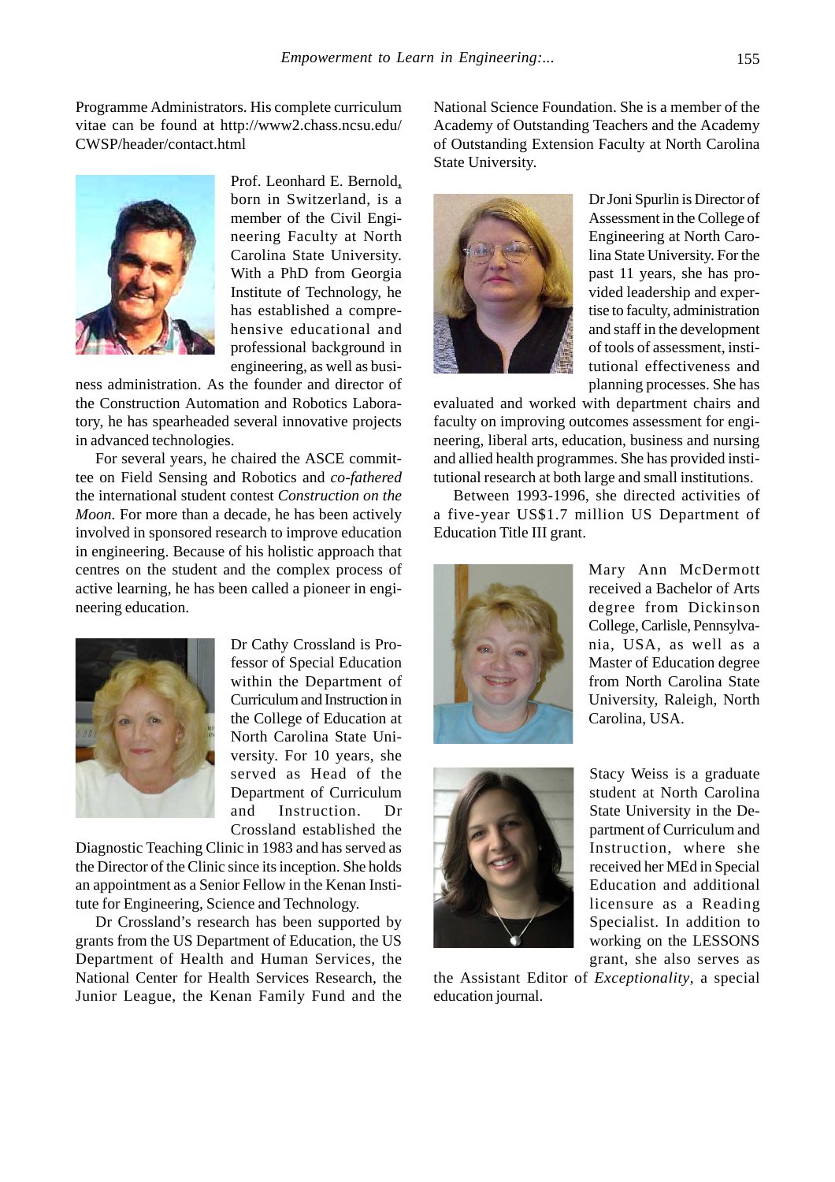Programme Administrators. His complete curriculum vitae can be found at http://www2.chass.ncsu.edu/CWSP/header/contact.html

Prof. Leonhard E. Bernold, born in Switzerland, is a member of the Civil Engineering Faculty at North Carolina State University. With a PhD from Georgia Institute of Technology, he has established a comprehensive educational and professional background in engineering, as well as business administration. As the founder and director of the Construction Automation and Robotics Laboratory, he has spearheaded several innovative projects in advanced technologies.

For several years, he chaired the ASCE committee on Field Sensing and Robotics and *co-fathered* the international student contest *Construction on the Moon.* For more than a decade, he has been actively involved in sponsored research to improve education in engineering. Because of his holistic approach that centres on the student and the complex process of active learning, he has been called a pioneer in engineering education.

Dr Cathy Crossland is Professor of Special Education within the Department of Curriculum and Instruction in the College of Education at North Carolina State University. For 10 years, she served as Head of the Department of Curriculum and Instruction. Dr Crossland established the Diagnostic Teaching Clinic in 1983 and has served as the Director of the Clinic since its inception. She holds an appointment as a Senior Fellow in the Kenan Institute for Engineering, Science and Technology.

Dr Crossland's research has been supported by grants from the US Department of Education, the US Department of Health and Human Services, the National Center for Health Services Research, the Junior League, the Kenan Family Fund and the National Science Foundation. She is a member of the Academy of Outstanding Teachers and the Academy of Outstanding Extension Faculty at North Carolina State University.

Dr Joni Spurlin is Director of Assessment in the College of Engineering at North Carolina State University. For the past 11 years, she has provided leadership and expertise to faculty, administration and staff in the development of tools of assessment, institutional effectiveness and planning processes. She has evaluated and worked with department chairs and faculty on improving outcomes assessment for engineering, liberal arts, education, business and nursing and allied health programmes. She has provided institutional research at both large and small institutions.

Between 1993-1996, she directed activities of a five-year US$1.7 million US Department of Education Title III grant.

Mary Ann McDermott received a Bachelor of Arts degree from Dickinson College, Carlisle, Pennsylvania, USA, as well as a Master of Education degree from North Carolina State University, Raleigh, North Carolina, USA.

Stacy Weiss is a graduate student at North Carolina State University in the Department of Curriculum and Instruction, where she received her MEd in Special Education and additional licensure as a Reading Specialist. In addition to working on the LESSONS grant, she also serves as the Assistant Editor of *Exceptionality*, a special education journal.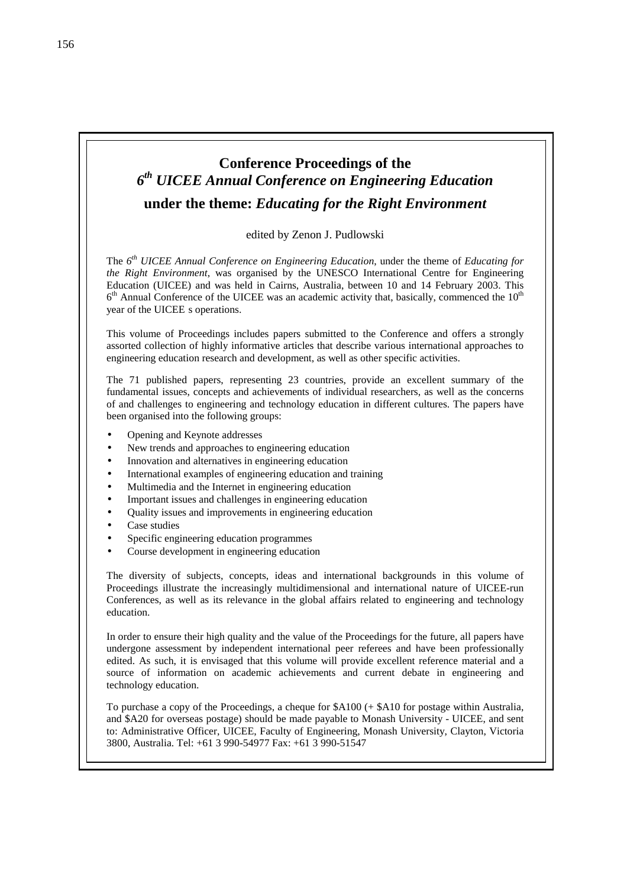# Conference Proceedings of the
## *6th UICEE Annual Conference on Engineering Education*
## under the theme: *Educating for the Right Environment*

edited by Zenon J. Pudlowski

The *6th UICEE Annual Conference on Engineering Education*, under the theme of *Educating for the Right Environment*, was organised by the UNESCO International Centre for Engineering Education (UICEE) and was held in Cairns, Australia, between 10 and 14 February 2003. This 6th Annual Conference of the UICEE was an academic activity that, basically, commenced the 10th year of the UICEE s operations.

This volume of Proceedings includes papers submitted to the Conference and offers a strongly assorted collection of highly informative articles that describe various international approaches to engineering education research and development, as well as other specific activities.

The 71 published papers, representing 23 countries, provide an excellent summary of the fundamental issues, concepts and achievements of individual researchers, as well as the concerns of and challenges to engineering and technology education in different cultures. The papers have been organised into the following groups:

- Opening and Keynote addresses
- New trends and approaches to engineering education
- Innovation and alternatives in engineering education
- International examples of engineering education and training
- Multimedia and the Internet in engineering education
- Important issues and challenges in engineering education
- Quality issues and improvements in engineering education
- Case studies
- Specific engineering education programmes
- Course development in engineering education

The diversity of subjects, concepts, ideas and international backgrounds in this volume of Proceedings illustrate the increasingly multidimensional and international nature of UICEE-run Conferences, as well as its relevance in the global affairs related to engineering and technology education.

In order to ensure their high quality and the value of the Proceedings for the future, all papers have undergone assessment by independent international peer referees and have been professionally edited. As such, it is envisaged that this volume will provide excellent reference material and a source of information on academic achievements and current debate in engineering and technology education.

To purchase a copy of the Proceedings, a cheque for $A100 (+ $A10 for postage within Australia, and $A20 for overseas postage) should be made payable to Monash University - UICEE, and sent to: Administrative Officer, UICEE, Faculty of Engineering, Monash University, Clayton, Victoria 3800, Australia. Tel: +61 3 990-54977 Fax: +61 3 990-51547